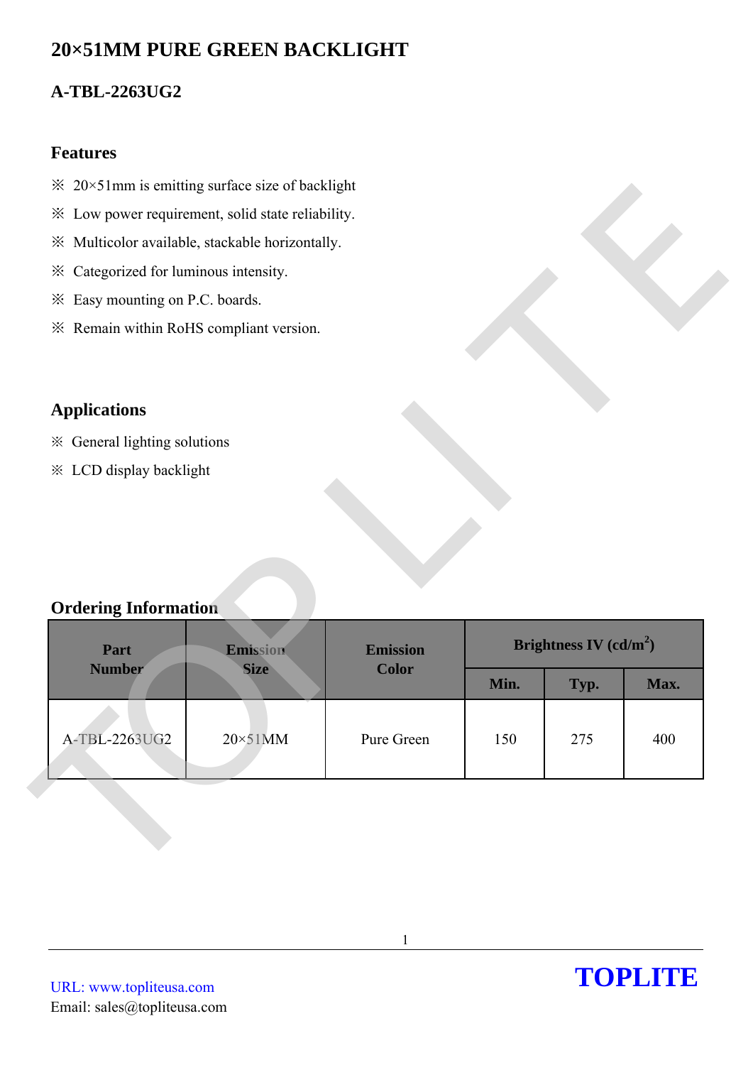# 20×51MM PURE GREEN BACKLIGHT

## A-TBL-2263UG2

### Features

※ 20×51mm is emitting surface size of backlight

※ Low power requirement, solid state reliability.

※ Multicolor available, stackable horizontally.

※ Categorized for luminous intensity.

※ Easy mounting on P.C. boards.

※ Remain within RoHS compliant version.

### Applications

※ General lighting solutions

※ LCD display backlight

### Ordering Information

| Part Number | Emission Size | Emission Color | Brightness IV ($cd/m^2$) | | |
|---|---|---|---|---|---|
| | | | Min. | Typ. | Max. |
| A-TBL-2263UG2 | 20×51MM | Pure Green | 150 | 275 | 400 |

URL: www.topliteusa.com
Email: sales@topliteusa.com

TOPLITE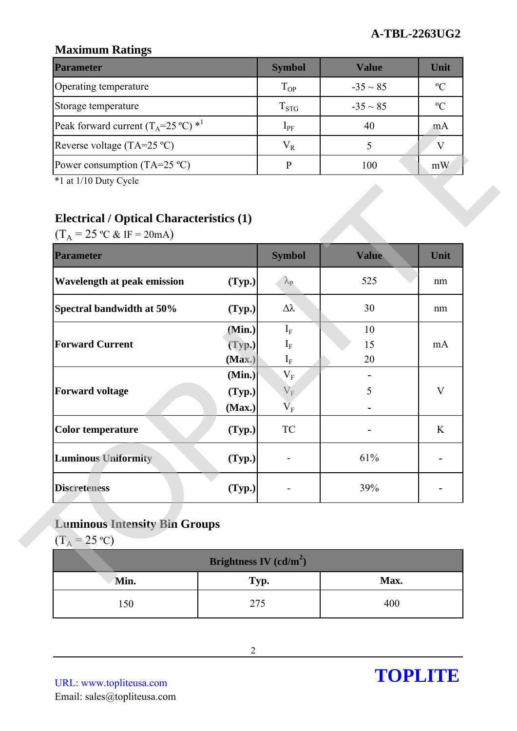## Maximum Ratings

| Parameter | Symbol | Value | Unit |
|---|---|---|---|
| Operating temperature | $T_{OP}$ | -35 ~ 85 | ºC |
| Storage temperature | $T_{STG}$ | -35 ~ 85 | ºC |
| Peak forward current ($T_A$=25 ºC) *1 | $I_{PF}$ | 40 | mA |
| Reverse voltage (TA=25 ºC) | $V_R$ | 5 | V |
| Power consumption (TA=25 ºC) | P | 100 | mW |

*1 at 1/10 Duty Cycle

## Electrical / Optical Characteristics (1)

($T_A$ = 25 ºC & IF = 20mA)

| Parameter | | Symbol | Value | Unit |
|---|---|---|---|---|
| **Wavelength at peak emission** | **(Typ.)** | $\lambda_P$ | 525 | nm |
| **Spectral bandwidth at 50%** | **(Typ.)** | $\Delta\lambda$ | 30 | nm |
| **Forward Current** | **(Min.)** | $I_F$ | 10 | mA |
| | **(Typ.)** | $I_F$ | 15 | |
| | **(Max.)** | $I_F$ | 20 | |
| **Forward voltage** | **(Min.)** | $V_F$ | - | V |
| | **(Typ.)** | $V_F$ | 5 | |
| | **(Max.)** | $V_F$ | - | |
| **Color temperature** | **(Typ.)** | TC | - | K |
| **Luminous Uniformity** | **(Typ.)** | - | 61% | - |
| **Discreteness** | **(Typ.)** | - | 39% | - |

## Luminous Intensity Bin Groups

($T_A$ = 25 ºC)

| Brightness IV (cd/m²) | | |
|---|---|---|
| **Min.** | **Typ.** | **Max.** |
| 150 | 275 | 400 |

URL: www.topliteusa.com
Email: sales@topliteusa.com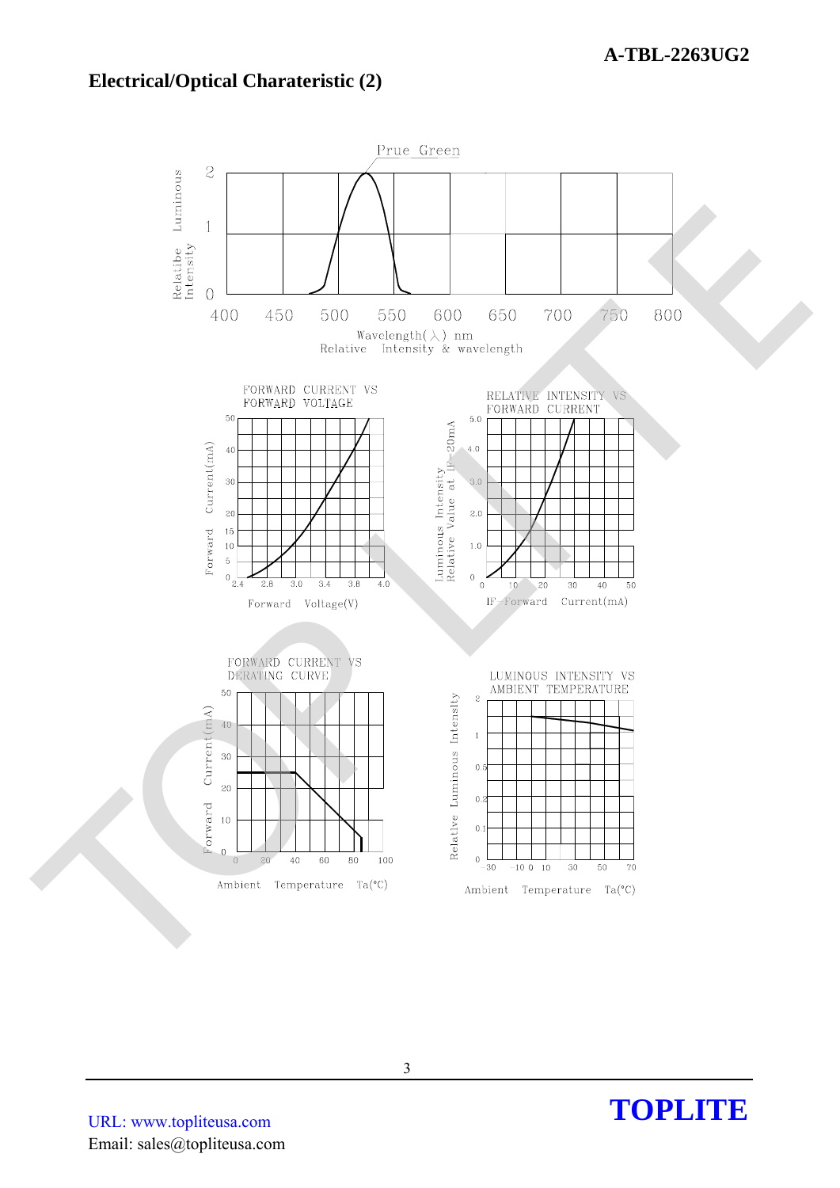## Electrical/Optical Charateristic (2)

Prue Green

Relatibe Luminous Intensity

2
1
0

400 450 500 550 600 650 700 750 800

Wavelength(λ) nm

Relative Intensity & wavelength

FORWARD CURRENT VS FORWARD VOLTAGE

Forward Current(mA)

50
40
30
20
15
10
5
0

2.4 2.8 3.0 3.4 3.8 4.0

Forward Voltage(V)

RELATIVE INTENSITY VS FORWARD CURRENT

Luminous Intensity Relative Value at IF=20mA

5.0
4.0
3.0
2.0
1.0
0

0 10 20 30 40 50

IF-Forward Current(mA)

FORWARD CURRENT VS DERATING CURVE

Forward Current(mA)

50
40
30
20
10
0

0 20 40 60 80 100

Ambient Temperature Ta(°C)

LUMINOUS INTENSITY VS AMBIENT TEMPERATURE

Relative Luminous Intensity

2
1
0.5
0.2
0.1
0

−30 −10 0 10 30 50 70

Ambient Temperature Ta(°C)

URL: www.topliteusa.com
Email: sales@topliteusa.com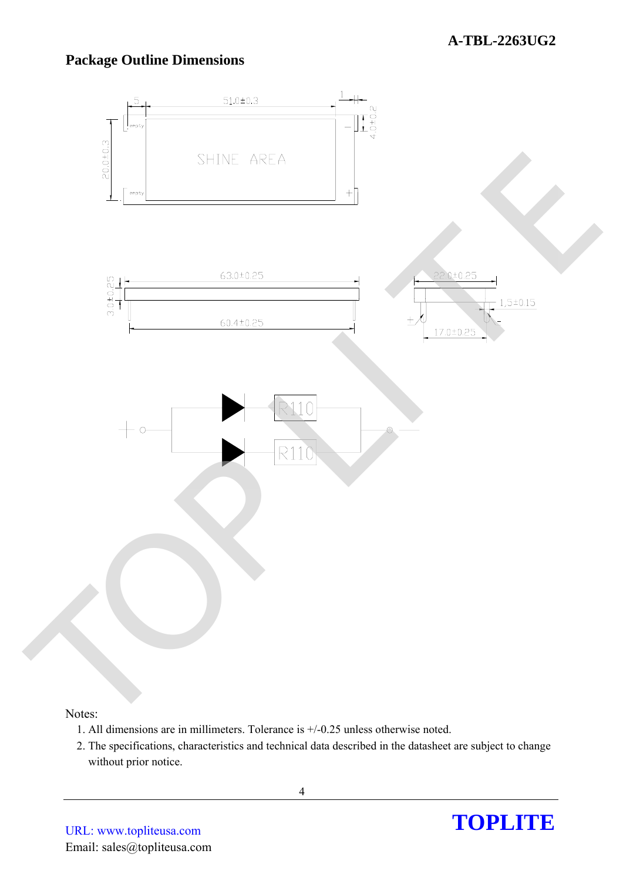## Package Outline Dimensions

5
51.0±0.3
1
4.0±0.2
20.0±0.3
empty
SHINE AREA
empty
−
+

63.0±0.25
3.0±0.25
60.4±0.25

22.0±0.25
1.5±0.15
+
−
17.0±0.25

+
R110
R110
−

Notes:

1. All dimensions are in millimeters. Tolerance is +/-0.25 unless otherwise noted.
2. The specifications, characteristics and technical data described in the datasheet are subject to change without prior notice.

URL: www.topliteusa.com
Email: sales@topliteusa.com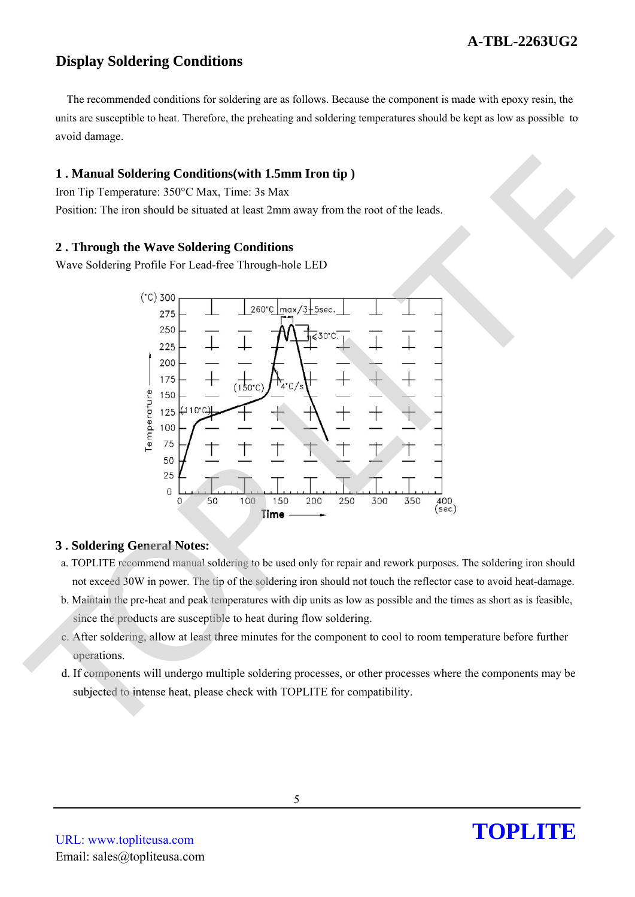# Display Soldering Conditions

The recommended conditions for soldering are as follows. Because the component is made with epoxy resin, the units are susceptible to heat. Therefore, the preheating and soldering temperatures should be kept as low as possible to avoid damage.

## 1 . Manual Soldering Conditions(with 1.5mm Iron tip )

Iron Tip Temperature: 350°C Max, Time: 3s Max

Position: The iron should be situated at least 2mm away from the root of the leads.

## 2 . Through the Wave Soldering Conditions

Wave Soldering Profile For Lead-free Through-hole LED

(°C) 300
275
250
225
200
175
150
125
100
75
50
25
0
Temperature
0 50 100 150 200 250 300 350 400 (sec)
Time
260°C max/3-5sec.
30°C.
(150°C)
4°C/s
110°C

## 3 . Soldering General Notes:

a. TOPLITE recommend manual soldering to be used only for repair and rework purposes. The soldering iron should not exceed 30W in power. The tip of the soldering iron should not touch the reflector case to avoid heat-damage.

b. Maintain the pre-heat and peak temperatures with dip units as low as possible and the times as short as is feasible, since the products are susceptible to heat during flow soldering.

c. After soldering, allow at least three minutes for the component to cool to room temperature before further operations.

d. If components will undergo multiple soldering processes, or other processes where the components may be subjected to intense heat, please check with TOPLITE for compatibility.